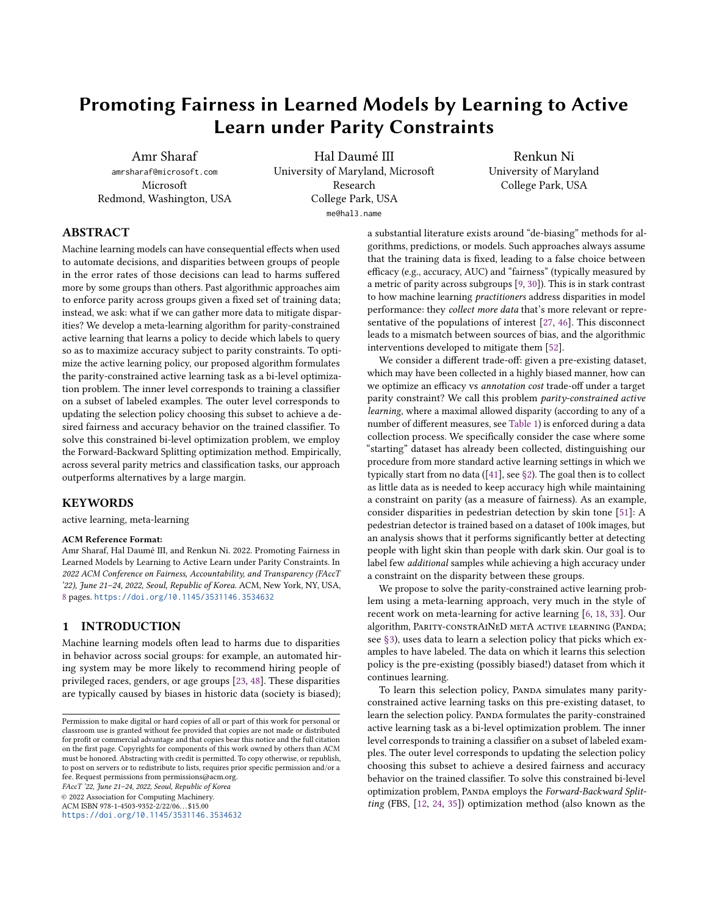# Promoting Fairness in Learned Models by Learning to Active Learn under Parity Constraints

Amr Sharaf
amrsharaf@microsoft.com
Microsoft
Redmond, Washington, USA

Hal Daumé III
University of Maryland, Microsoft Research
College Park, USA
me@hal3.name

Renkun Ni
University of Maryland
College Park, USA

## ABSTRACT

Machine learning models can have consequential effects when used to automate decisions, and disparities between groups of people in the error rates of those decisions can lead to harms suffered more by some groups than others. Past algorithmic approaches aim to enforce parity across groups given a fixed set of training data; instead, we ask: what if we can gather more data to mitigate disparities? We develop a meta-learning algorithm for parity-constrained active learning that learns a policy to decide which labels to query so as to maximize accuracy subject to parity constraints. To optimize the active learning policy, our proposed algorithm formulates the parity-constrained active learning task as a bi-level optimization problem. The inner level corresponds to training a classifier on a subset of labeled examples. The outer level corresponds to updating the selection policy choosing this subset to achieve a desired fairness and accuracy behavior on the trained classifier. To solve this constrained bi-level optimization problem, we employ the Forward-Backward Splitting optimization method. Empirically, across several parity metrics and classification tasks, our approach outperforms alternatives by a large margin.

## KEYWORDS

active learning, meta-learning

**ACM Reference Format:**
Amr Sharaf, Hal Daumé III, and Renkun Ni. 2022. Promoting Fairness in Learned Models by Learning to Active Learn under Parity Constraints. In *2022 ACM Conference on Fairness, Accountability, and Transparency (FAccT '22), June 21–24, 2022, Seoul, Republic of Korea.* ACM, New York, NY, USA, 8 pages. https://doi.org/10.1145/3531146.3534632

## 1 INTRODUCTION

Machine learning models often lead to harms due to disparities in behavior across social groups: for example, an automated hiring system may be more likely to recommend hiring people of privileged races, genders, or age groups [23, 48]. These disparities are typically caused by biases in historic data (society is biased); a substantial literature exists around "de-biasing" methods for algorithms, predictions, or models. Such approaches always assume that the training data is fixed, leading to a false choice between efficacy (e.g., accuracy, AUC) and "fairness" (typically measured by a metric of parity across subgroups [9, 30]). This is in stark contrast to how machine learning *practitioners* address disparities in model performance: they *collect more data* that's more relevant or representative of the populations of interest [27, 46]. This disconnect leads to a mismatch between sources of bias, and the algorithmic interventions developed to mitigate them [52].

We consider a different trade-off: given a pre-existing dataset, which may have been collected in a highly biased manner, how can we optimize an efficacy vs *annotation cost* trade-off under a target parity constraint? We call this problem *parity-constrained active learning*, where a maximal allowed disparity (according to any of a number of different measures, see Table 1) is enforced during a data collection process. We specifically consider the case where some "starting" dataset has already been collected, distinguishing our procedure from more standard active learning settings in which we typically start from no data ([41], see §2). The goal then is to collect as little data as is needed to keep accuracy high while maintaining a constraint on parity (as a measure of fairness). As an example, consider disparities in pedestrian detection by skin tone [51]: A pedestrian detector is trained based on a dataset of 100k images, but an analysis shows that it performs significantly better at detecting people with light skin than people with dark skin. Our goal is to label few *additional* samples while achieving a high accuracy under a constraint on the disparity between these groups.

We propose to solve the parity-constrained active learning problem using a meta-learning approach, very much in the style of recent work on meta-learning for active learning [6, 18, 33]. Our algorithm, PARITY-CONSTRAINED META ACTIVE LEARNING (PANDA; see §3), uses data to learn a selection policy that picks which examples to have labeled. The data on which it learns this selection policy is the pre-existing (possibly biased!) dataset from which it continues learning.

To learn this selection policy, PANDA simulates many parity-constrained active learning tasks on this pre-existing dataset, to learn the selection policy. PANDA formulates the parity-constrained active learning task as a bi-level optimization problem. The inner level corresponds to training a classifier on a subset of labeled examples. The outer level corresponds to updating the selection policy choosing this subset to achieve a desired fairness and accuracy behavior on the trained classifier. To solve this constrained bi-level optimization problem, PANDA employs the *Forward-Backward Splitting* (FBS, [12, 24, 35]) optimization method (also known as the

Permission to make digital or hard copies of all or part of this work for personal or classroom use is granted without fee provided that copies are not made or distributed for profit or commercial advantage and that copies bear this notice and the full citation on the first page. Copyrights for components of this work owned by others than ACM must be honored. Abstracting with credit is permitted. To copy otherwise, or republish, to post on servers or to redistribute to lists, requires prior specific permission and/or a fee. Request permissions from permissions@acm.org.
*FAccT '22, June 21–24, 2022, Seoul, Republic of Korea*
© 2022 Association for Computing Machinery.
ACM ISBN 978-1-4503-9352-2/22/06...$15.00
https://doi.org/10.1145/3531146.3534632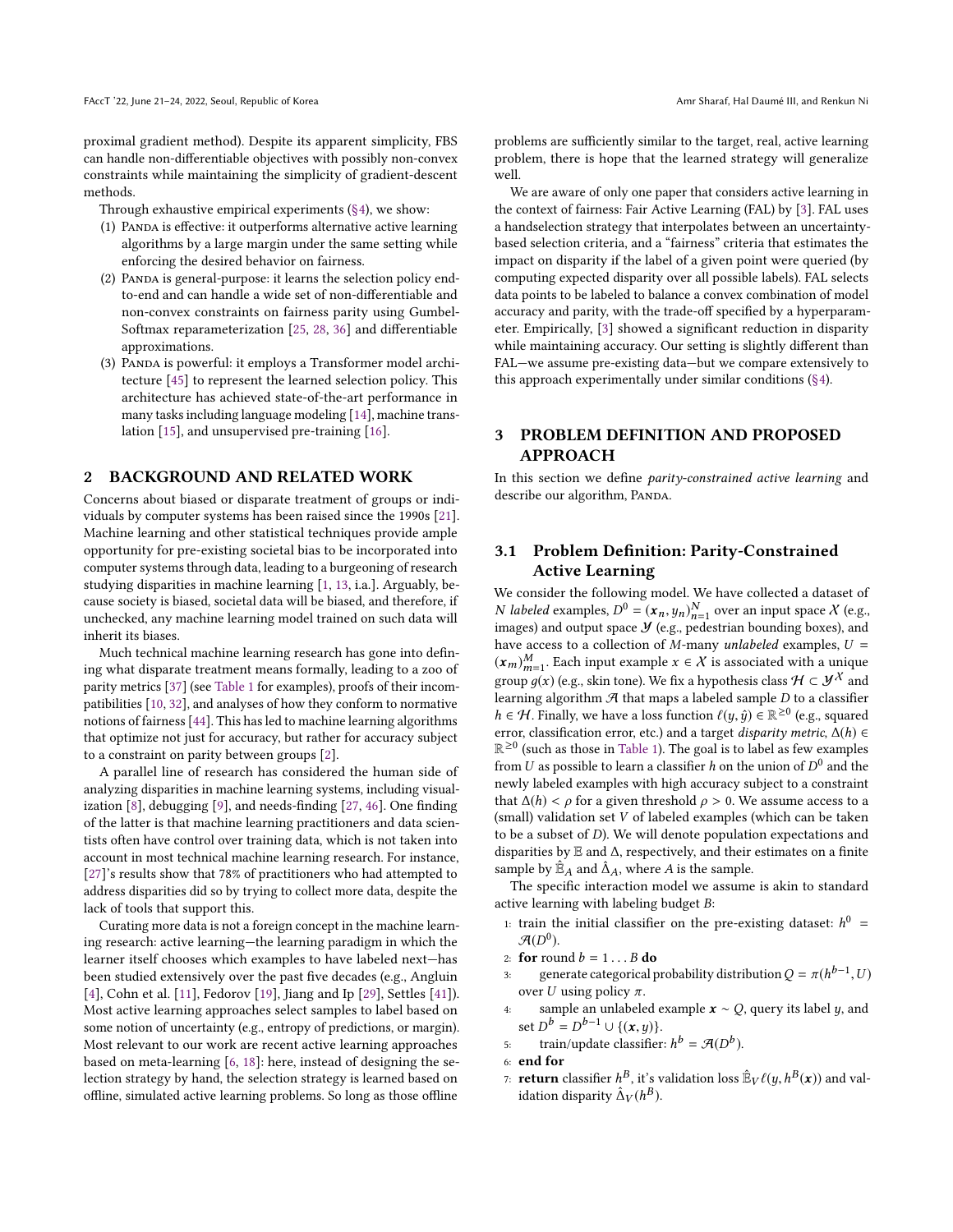proximal gradient method). Despite its apparent simplicity, FBS can handle non-differentiable objectives with possibly non-convex constraints while maintaining the simplicity of gradient-descent methods.

Through exhaustive empirical experiments (§4), we show:

1. Panda is effective: it outperforms alternative active learning algorithms by a large margin under the same setting while enforcing the desired behavior on fairness.
2. Panda is general-purpose: it learns the selection policy end-to-end and can handle a wide set of non-differentiable and non-convex constraints on fairness parity using Gumbel-Softmax reparameterization [25, 28, 36] and differentiable approximations.
3. Panda is powerful: it employs a Transformer model architecture [45] to represent the learned selection policy. This architecture has achieved state-of-the-art performance in many tasks including language modeling [14], machine translation [15], and unsupervised pre-training [16].

## 2 BACKGROUND AND RELATED WORK

Concerns about biased or disparate treatment of groups or individuals by computer systems has been raised since the 1990s [21]. Machine learning and other statistical techniques provide ample opportunity for pre-existing societal bias to be incorporated into computer systems through data, leading to a burgeoning of research studying disparities in machine learning [1, 13, i.a.]. Arguably, because society is biased, societal data will be biased, and therefore, if unchecked, any machine learning model trained on such data will inherit its biases.

Much technical machine learning research has gone into defining what disparate treatment means formally, leading to a zoo of parity metrics [37] (see Table 1 for examples), proofs of their incompatibilities [10, 32], and analyses of how they conform to normative notions of fairness [44]. This has led to machine learning algorithms that optimize not just for accuracy, but rather for accuracy subject to a constraint on parity between groups [2].

A parallel line of research has considered the human side of analyzing disparities in machine learning systems, including visualization [8], debugging [9], and needs-finding [27, 46]. One finding of the latter is that machine learning practitioners and data scientists often have control over training data, which is not taken into account in most technical machine learning research. For instance, [27]'s results show that 78% of practitioners who had attempted to address disparities did so by trying to collect more data, despite the lack of tools that support this.

Curating more data is not a foreign concept in the machine learning research: active learning—the learning paradigm in which the learner itself chooses which examples to have labeled next—has been studied extensively over the past five decades (e.g., Angluin [4], Cohn et al. [11], Fedorov [19], Jiang and Ip [29], Settles [41]). Most active learning approaches select samples to label based on some notion of uncertainty (e.g., entropy of predictions, or margin). Most relevant to our work are recent active learning approaches based on meta-learning [6, 18]: here, instead of designing the selection strategy by hand, the selection strategy is learned based on offline, simulated active learning problems. So long as those offline problems are sufficiently similar to the target, real, active learning problem, there is hope that the learned strategy will generalize well.

We are aware of only one paper that considers active learning in the context of fairness: Fair Active Learning (FAL) by [3]. FAL uses a handselection strategy that interpolates between an uncertainty-based selection criteria, and a "fairness" criteria that estimates the impact on disparity if the label of a given point were queried (by computing expected disparity over all possible labels). FAL selects data points to be labeled to balance a convex combination of model accuracy and parity, with the trade-off specified by a hyperparameter. Empirically, [3] showed a significant reduction in disparity while maintaining accuracy. Our setting is slightly different than FAL—we assume pre-existing data—but we compare extensively to this approach experimentally under similar conditions (§4).

## 3 PROBLEM DEFINITION AND PROPOSED APPROACH

In this section we define *parity-constrained active learning* and describe our algorithm, Panda.

### 3.1 Problem Definition: Parity-Constrained Active Learning

We consider the following model. We have collected a dataset of $N$ *labeled* examples, $D^0 = (\boldsymbol{x}_n, y_n)_{n=1}^N$ over an input space $\mathcal{X}$ (e.g., images) and output space $\mathcal{Y}$ (e.g., pedestrian bounding boxes), and have access to a collection of $M$-many *unlabeled* examples, $U = (\boldsymbol{x}_m)_{m=1}^M$. Each input example $x \in \mathcal{X}$ is associated with a unique group $g(x)$ (e.g., skin tone). We fix a hypothesis class $\mathcal{H} \subset \mathcal{Y}^{\mathcal{X}}$ and learning algorithm $\mathcal{A}$ that maps a labeled sample $D$ to a classifier $h \in \mathcal{H}$. Finally, we have a loss function $\ell(y, \hat{y}) \in \mathbb{R}^{\geq 0}$ (e.g., squared error, classification error, etc.) and a target *disparity metric*, $\Delta(h) \in \mathbb{R}^{\geq 0}$ (such as those in Table 1). The goal is to label as few examples from $U$ as possible to learn a classifier $h$ on the union of $D^0$ and the newly labeled examples with high accuracy subject to a constraint that $\Delta(h) < \rho$ for a given threshold $\rho > 0$. We assume access to a (small) validation set $V$ of labeled examples (which can be taken to be a subset of $D$). We will denote population expectations and disparities by $\mathbb{E}$ and $\Delta$, respectively, and their estimates on a finite sample by $\hat{\mathbb{E}}_A$ and $\hat{\Delta}_A$, where $A$ is the sample.

The specific interaction model we assume is akin to standard active learning with labeling budget $B$:

1: train the initial classifier on the pre-existing dataset: $h^0 = \mathcal{A}(D^0)$.
2: **for** round $b = 1 \dots B$ **do**
3: generate categorical probability distribution $Q = \pi(h^{b-1}, U)$ over $U$ using policy $\pi$.
4: sample an unlabeled example $\boldsymbol{x} \sim Q$, query its label $y$, and set $D^b = D^{b-1} \cup \{(\boldsymbol{x}, y)\}$.
5: train/update classifier: $h^b = \mathcal{A}(D^b)$.
6: **end for**
7: **return** classifier $h^B$, it's validation loss $\hat{\mathbb{E}}_V \ell(y, h^B(\boldsymbol{x}))$ and validation disparity $\hat{\Delta}_V(h^B)$.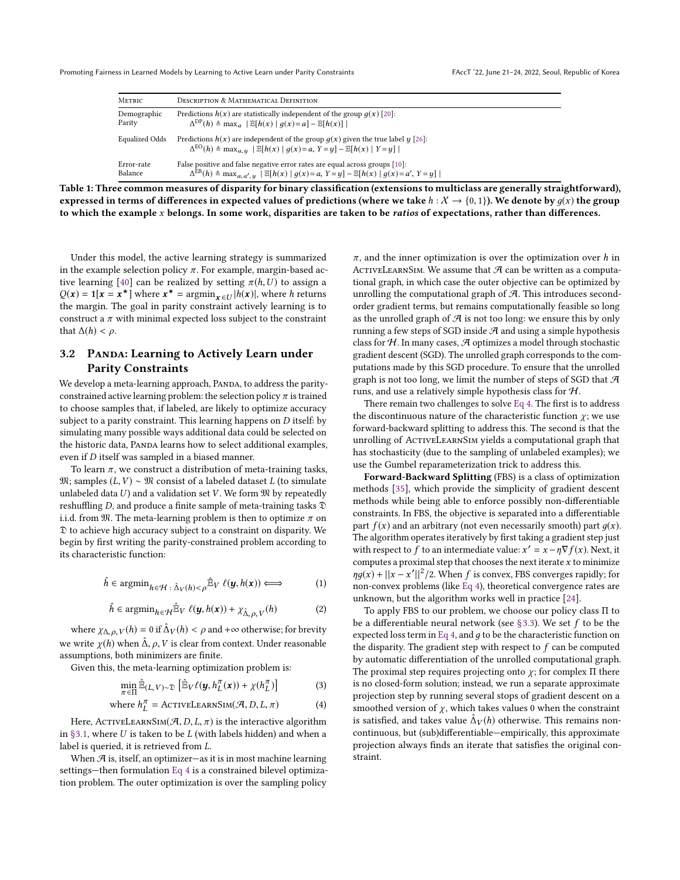| Metric | Description & Mathematical Definition |
|---|---|
| Demographic Parity | Predictions $h(x)$ are statistically independent of the group $g(x)$ [20]: $\Delta^{\text{DP}}(h) \triangleq \max_a \; \lvert \mathbb{E}[h(x) \mid g(x)=a] - \mathbb{E}[h(x)] \rvert$ |
| Equalized Odds | Predictions $h(x)$ are independent of the group $g(x)$ given the true label $y$ [26]: $\Delta^{\text{EO}}(h) \triangleq \max_{a,y} \; \lvert \mathbb{E}[h(x) \mid g(x)=a,\, Y=y] - \mathbb{E}[h(x) \mid Y=y] \rvert$ |
| Error-rate Balance | False positive and false negative error rates are equal across groups [10]: $\Delta^{\text{EB}}(h) \triangleq \max_{a,a',y} \; \lvert \mathbb{E}[h(x) \mid g(x)=a,\, Y=y] - \mathbb{E}[h(x) \mid g(x)=a',\, Y=y] \rvert$ |

**Table 1: Three common measures of disparity for binary classification (extensions to multiclass are generally straightforward), expressed in terms of differences in expected values of predictions (where we take $h : \mathcal{X} \to \{0, 1\}$). We denote by $g(x)$ the group to which the example $x$ belongs. In some work, disparities are taken to be *ratios* of expectations, rather than differences.**

Under this model, the active learning strategy is summarized in the example selection policy $\pi$. For example, margin-based active learning [40] can be realized by setting $\pi(h, U)$ to assign a $Q(\boldsymbol{x}) = \mathbf{1}[\boldsymbol{x} = \boldsymbol{x}^\star]$ where $\boldsymbol{x}^\star = \operatorname{argmin}_{\boldsymbol{x} \in U} |h(\boldsymbol{x})|$, where $h$ returns the margin. The goal in parity constraint actively learning is to construct a $\pi$ with minimal expected loss subject to the constraint that $\Delta(h) < \rho$.

### 3.2 Panda: Learning to Actively Learn under Parity Constraints

We develop a meta-learning approach, Panda, to address the parity-constrained active learning problem: the selection policy $\pi$ is trained to choose samples that, if labeled, are likely to optimize accuracy subject to a parity constraint. This learning happens on $D$ itself: by simulating many possible ways additional data could be selected on the historic data, Panda learns how to select additional examples, even if $D$ itself was sampled in a biased manner.

To learn $\pi$, we construct a distribution of meta-training tasks, $\mathfrak{M}$; samples $(L, V) \sim \mathfrak{M}$ consist of a labeled dataset $L$ (to simulate unlabeled data $U$) and a validation set $V$. We form $\mathfrak{M}$ by repeatedly reshuffling $D$, and produce a finite sample of meta-training tasks $\mathfrak{D}$ i.i.d. from $\mathfrak{M}$. The meta-learning problem is then to optimize $\pi$ on $\mathfrak{D}$ to achieve high accuracy subject to a constraint on disparity. We begin by first writing the parity-constrained problem according to its characteristic function:

$$\hat{h} \in \operatorname{argmin}_{h \in \mathcal{H} \,:\, \hat{\Delta}_V(h) < \rho} \hat{\mathbb{E}}_V \; \ell(\boldsymbol{y}, h(\boldsymbol{x})) \iff \tag{1}$$

$$\hat{h} \in \operatorname{argmin}_{h \in \mathcal{H}} \hat{\mathbb{E}}_V \; \ell(\boldsymbol{y}, h(\boldsymbol{x})) + \chi_{\hat{\Delta}, \rho, V}(h) \tag{2}$$

where $\chi_{\Delta, \rho, V}(h) = 0$ if $\hat{\Delta}_V(h) < \rho$ and $+\infty$ otherwise; for brevity we write $\chi(h)$ when $\hat{\Delta}, \rho, V$ is clear from context. Under reasonable assumptions, both minimizers are finite.

Given this, the meta-learning optimization problem is:

$$\min_{\pi \in \Pi} \hat{\mathbb{E}}_{(L,V) \sim \mathfrak{D}} \left[ \hat{\mathbb{E}}_V \ell(\boldsymbol{y}, h_L^\pi(\boldsymbol{x})) + \chi(h_L^\pi) \right] \tag{3}$$

$$\text{where } h_L^\pi = \textsc{ActiveLearnSim}(\mathcal{A}, D, L, \pi) \tag{4}$$

Here, $\textsc{ActiveLearnSim}(\mathcal{A}, D, L, \pi)$ is the interactive algorithm in §3.1, where $U$ is taken to be $L$ (with labels hidden) and when a label is queried, it is retrieved from $L$.

When $\mathcal{A}$ is, itself, an optimizer—as it is in most machine learning settings—then formulation Eq 4 is a constrained bilevel optimization problem. The outer optimization is over the sampling policy $\pi$, and the inner optimization is over the optimization over $h$ in ActiveLearnSim. We assume that $\mathcal{A}$ can be written as a computational graph, in which case the outer objective can be optimized by unrolling the computational graph of $\mathcal{A}$. This introduces second-order gradient terms, but remains computationally feasible so long as the unrolled graph of $\mathcal{A}$ is not too long: we ensure this by only running a few steps of SGD inside $\mathcal{A}$ and using a simple hypothesis class for $\mathcal{H}$. In many cases, $\mathcal{A}$ optimizes a model through stochastic gradient descent (SGD). The unrolled graph corresponds to the computations made by this SGD procedure. To ensure that the unrolled graph is not too long, we limit the number of steps of SGD that $\mathcal{A}$ runs, and use a relatively simple hypothesis class for $\mathcal{H}$.

There remain two challenges to solve Eq 4. The first is to address the discontinuous nature of the characteristic function $\chi$; we use forward-backward splitting to address this. The second is that the unrolling of ActiveLearnSim yields a computational graph that has stochasticity (due to the sampling of unlabeled examples); we use the Gumbel reparameterization trick to address this.

**Forward-Backward Splitting** (FBS) is a class of optimization methods [35], which provide the simplicity of gradient descent methods while being able to enforce possibly non-differentiable constraints. In FBS, the objective is separated into a differentiable part $f(x)$ and an arbitrary (not even necessarily smooth) part $g(x)$. The algorithm operates iteratively by first taking a gradient step just with respect to $f$ to an intermediate value: $x' = x - \eta \nabla f(x)$. Next, it computes a proximal step that chooses the next iterate $x$ to minimize $\eta g(x) + ||x - x'||^2/2$. When $f$ is convex, FBS converges rapidly; for non-convex problems (like Eq 4), theoretical convergence rates are unknown, but the algorithm works well in practice [24].

To apply FBS to our problem, we choose our policy class $\Pi$ to be a differentiable neural network (see §3.3). We set $f$ to be the expected loss term in Eq 4, and $g$ to be the characteristic function on the disparity. The gradient step with respect to $f$ can be computed by automatic differentiation of the unrolled computational graph. The proximal step requires projecting onto $\chi$; for complex $\Pi$ there is no closed-form solution; instead, we run a separate approximate projection step by running several stops of gradient descent on a smoothed version of $\chi$, which takes values 0 when the constraint is satisfied, and takes value $\hat{\Delta}_V(h)$ otherwise. This remains non-continuous, but (sub)differentiable—empirically, this approximate projection always finds an iterate that satisfies the original constraint.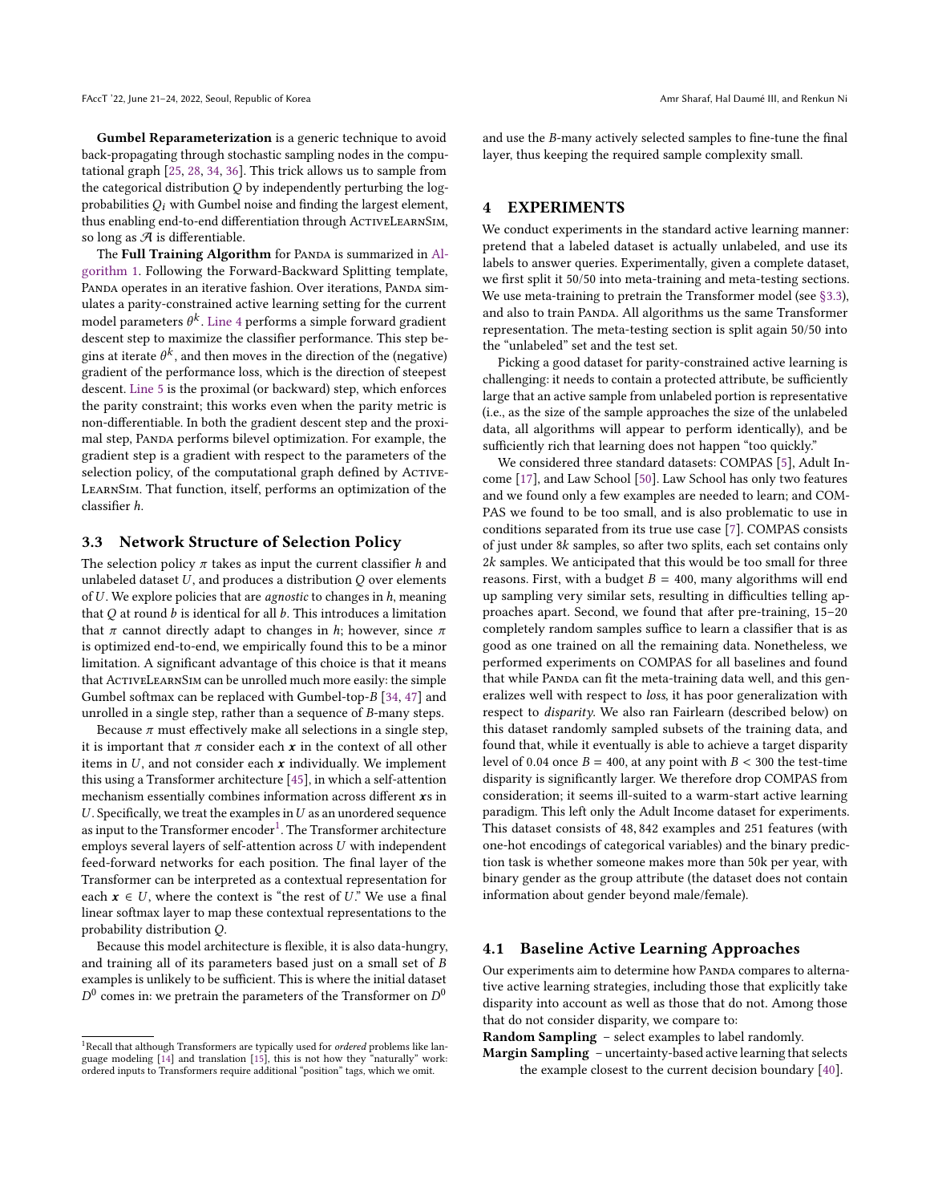**Gumbel Reparameterization** is a generic technique to avoid back-propagating through stochastic sampling nodes in the computational graph [25, 28, 34, 36]. This trick allows us to sample from the categorical distribution $Q$ by independently perturbing the log-probabilities $Q_i$ with Gumbel noise and finding the largest element, thus enabling end-to-end differentiation through ActiveLearnSim, so long as $\mathcal{A}$ is differentiable.

The **Full Training Algorithm** for Panda is summarized in Algorithm 1. Following the Forward-Backward Splitting template, Panda operates in an iterative fashion. Over iterations, Panda simulates a parity-constrained active learning setting for the current model parameters $\theta^k$. Line 4 performs a simple forward gradient descent step to maximize the classifier performance. This step begins at iterate $\theta^k$, and then moves in the direction of the (negative) gradient of the performance loss, which is the direction of steepest descent. Line 5 is the proximal (or backward) step, which enforces the parity constraint; this works even when the parity metric is non-differentiable. In both the gradient descent step and the proximal step, Panda performs bilevel optimization. For example, the gradient step is a gradient with respect to the parameters of the selection policy, of the computational graph defined by ActiveLearnSim. That function, itself, performs an optimization of the classifier $h$.

### 3.3 Network Structure of Selection Policy

The selection policy $\pi$ takes as input the current classifier $h$ and unlabeled dataset $U$, and produces a distribution $Q$ over elements of $U$. We explore policies that are *agnostic* to changes in $h$, meaning that $Q$ at round $b$ is identical for all $b$. This introduces a limitation that $\pi$ cannot directly adapt to changes in $h$; however, since $\pi$ is optimized end-to-end, we empirically found this to be a minor limitation. A significant advantage of this choice is that it means that ActiveLearnSim can be unrolled much more easily: the simple Gumbel softmax can be replaced with Gumbel-top-$B$ [34, 47] and unrolled in a single step, rather than a sequence of $B$-many steps.

Because $\pi$ must effectively make all selections in a single step, it is important that $\pi$ consider each $\boldsymbol{x}$ in the context of all other items in $U$, and not consider each $\boldsymbol{x}$ individually. We implement this using a Transformer architecture [45], in which a self-attention mechanism essentially combines information across different $\boldsymbol{x}$s in $U$. Specifically, we treat the examples in $U$ as an unordered sequence as input to the Transformer encoder[1]. The Transformer architecture employs several layers of self-attention across $U$ with independent feed-forward networks for each position. The final layer of the Transformer can be interpreted as a contextual representation for each $\boldsymbol{x} \in U$, where the context is "the rest of $U$." We use a final linear softmax layer to map these contextual representations to the probability distribution $Q$.

Because this model architecture is flexible, it is also data-hungry, and training all of its parameters based just on a small set of $B$ examples is unlikely to be sufficient. This is where the initial dataset $D^0$ comes in: we pretrain the parameters of the Transformer on $D^0$ and use the $B$-many actively selected samples to fine-tune the final layer, thus keeping the required sample complexity small.

[1] Recall that although Transformers are typically used for *ordered* problems like language modeling [14] and translation [15], this is not how they "naturally" work: ordered inputs to Transformers require additional "position" tags, which we omit.

## 4 EXPERIMENTS

We conduct experiments in the standard active learning manner: pretend that a labeled dataset is actually unlabeled, and use its labels to answer queries. Experimentally, given a complete dataset, we first split it 50/50 into meta-training and meta-testing sections. We use meta-training to pretrain the Transformer model (see §3.3), and also to train Panda. All algorithms us the same Transformer representation. The meta-testing section is split again 50/50 into the "unlabeled" set and the test set.

Picking a good dataset for parity-constrained active learning is challenging: it needs to contain a protected attribute, be sufficiently large that an active sample from unlabeled portion is representative (i.e., as the size of the sample approaches the size of the unlabeled data, all algorithms will appear to perform identically), and be sufficiently rich that learning does not happen "too quickly."

We considered three standard datasets: COMPAS [5], Adult Income [17], and Law School [50]. Law School has only two features and we found only a few examples are needed to learn; and COMPAS we found to be too small, and is also problematic to use in conditions separated from its true use case [7]. COMPAS consists of just under $8k$ samples, so after two splits, each set contains only $2k$ samples. We anticipated that this would be too small for three reasons. First, with a budget $B = 400$, many algorithms will end up sampling very similar sets, resulting in difficulties telling approaches apart. Second, we found that after pre-training, 15–20 completely random samples suffice to learn a classifier that is as good as one trained on all the remaining data. Nonetheless, we performed experiments on COMPAS for all baselines and found that while Panda can fit the meta-training data well, and this generalizes well with respect to *loss*, it has poor generalization with respect to *disparity*. We also ran Fairlearn (described below) on this dataset randomly sampled subsets of the training data, and found that, while it eventually is able to achieve a target disparity level of 0.04 once $B = 400$, at any point with $B < 300$ the test-time disparity is significantly larger. We therefore drop COMPAS from consideration; it seems ill-suited to a warm-start active learning paradigm. This left only the Adult Income dataset for experiments. This dataset consists of 48,842 examples and 251 features (with one-hot encodings of categorical variables) and the binary prediction task is whether someone makes more than 50k per year, with binary gender as the group attribute (the dataset does not contain information about gender beyond male/female).

### 4.1 Baseline Active Learning Approaches

Our experiments aim to determine how Panda compares to alternative active learning strategies, including those that explicitly take disparity into account as well as those that do not. Among those that do not consider disparity, we compare to:

**Random Sampling** – select examples to label randomly.

**Margin Sampling** – uncertainty-based active learning that selects the example closest to the current decision boundary [40].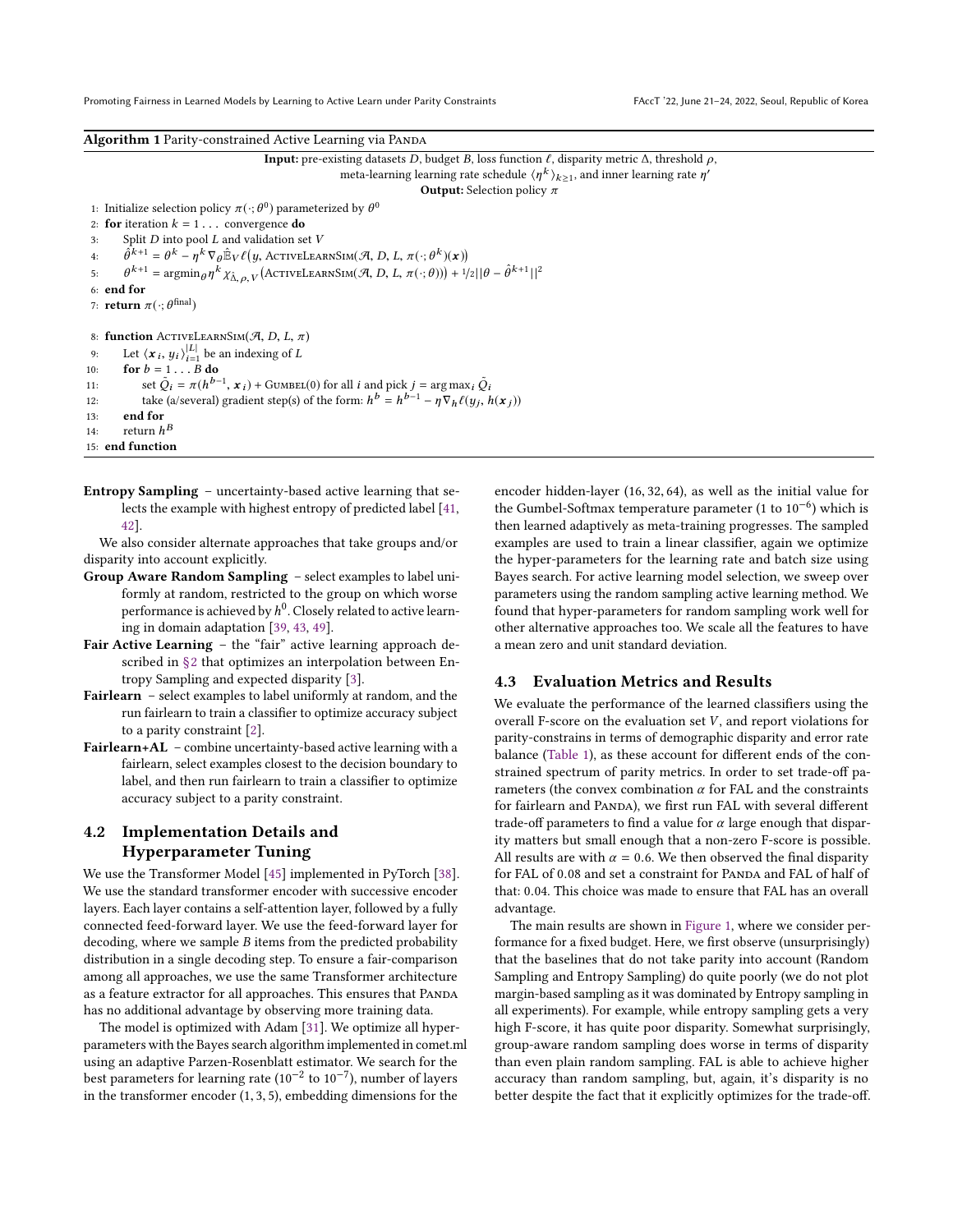**Algorithm 1** Parity-constrained Active Learning via PANDA

**Input:** pre-existing datasets $D$, budget $B$, loss function $\ell$, disparity metric $\Delta$, threshold $\rho$, meta-learning learning rate schedule $\langle \eta^k \rangle_{k \geq 1}$, and inner learning rate $\eta'$

**Output:** Selection policy $\pi$

```
1: Initialize selection policy π(·; θ^0) parameterized by θ^0
2: for iteration k = 1 ... convergence do
3:     Split D into pool L and validation set V
4:     θ̂^{k+1} = θ^k − η^k ∇_θ Ê_V ℓ(y, ACTIVELEARNSIM(A, D, L, π(·; θ^k)(x)))
5:     θ^{k+1} = argmin_θ η^k χ_{Δ̂,ρ,V}(ACTIVELEARNSIM(A, D, L, π(·; θ))) + 1/2 ||θ − θ̂^{k+1}||^2
6: end for
7: return π(·; θ^final)

8: function ACTIVELEARNSIM(A, D, L, π)
9:     Let ⟨x_i, y_i⟩_{i=1}^{|L|} be an indexing of L
10:    for b = 1 ... B do
11:        set Q̃_i = π(h^{b−1}, x_i) + GUMBEL(0) for all i and pick j = argmax_i Q̃_i
12:        take (a/several) gradient step(s) of the form: h^b = h^{b−1} − η ∇_h ℓ(y_j, h(x_j))
13:    end for
14:    return h^B
15: end function
```

**Entropy Sampling** – uncertainty-based active learning that selects the example with highest entropy of predicted label [41, 42].

We also consider alternate approaches that take groups and/or disparity into account explicitly.

**Group Aware Random Sampling** – select examples to label uniformly at random, restricted to the group on which worse performance is achieved by $h^0$. Closely related to active learning in domain adaptation [39, 43, 49].

**Fair Active Learning** – the "fair" active learning approach described in §2 that optimizes an interpolation between Entropy Sampling and expected disparity [3].

**Fairlearn** – select examples to label uniformly at random, and the run fairlearn to train a classifier to optimize accuracy subject to a parity constraint [2].

**Fairlearn+AL** – combine uncertainty-based active learning with a fairlearn, select examples closest to the decision boundary to label, and then run fairlearn to train a classifier to optimize accuracy subject to a parity constraint.

## 4.2 Implementation Details and Hyperparameter Tuning

We use the Transformer Model [45] implemented in PyTorch [38]. We use the standard transformer encoder with successive encoder layers. Each layer contains a self-attention layer, followed by a fully connected feed-forward layer. We use the feed-forward layer for decoding, where we sample $B$ items from the predicted probability distribution in a single decoding step. To ensure a fair-comparison among all approaches, we use the same Transformer architecture as a feature extractor for all approaches. This ensures that PANDA has no additional advantage by observing more training data.

The model is optimized with Adam [31]. We optimize all hyperparameters with the Bayes search algorithm implemented in comet.ml using an adaptive Parzen-Rosenblatt estimator. We search for the best parameters for learning rate ($10^{-2}$ to $10^{-7}$), number of layers in the transformer encoder (1, 3, 5), embedding dimensions for the encoder hidden-layer (16, 32, 64), as well as the initial value for the Gumbel-Softmax temperature parameter (1 to $10^{-6}$) which is then learned adaptively as meta-training progresses. The sampled examples are used to train a linear classifier, again we optimize the hyper-parameters for the learning rate and batch size using Bayes search. For active learning model selection, we sweep over parameters using the random sampling active learning method. We found that hyper-parameters for random sampling work well for other alternative approaches too. We scale all the features to have a mean zero and unit standard deviation.

## 4.3 Evaluation Metrics and Results

We evaluate the performance of the learned classifiers using the overall F-score on the evaluation set $V$, and report violations for parity-constrains in terms of demographic disparity and error rate balance (Table 1), as these account for different ends of the constrained spectrum of parity metrics. In order to set trade-off parameters (the convex combination $\alpha$ for FAL and the constraints for fairlearn and PANDA), we first run FAL with several different trade-off parameters to find a value for $\alpha$ large enough that disparity matters but small enough that a non-zero F-score is possible. All results are with $\alpha = 0.6$. We then observed the final disparity for FAL of 0.08 and set a constraint for PANDA and FAL of half of that: 0.04. This choice was made to ensure that FAL has an overall advantage.

The main results are shown in Figure 1, where we consider performance for a fixed budget. Here, we first observe (unsurprisingly) that the baselines that do not take parity into account (Random Sampling and Entropy Sampling) do quite poorly (we do not plot margin-based sampling as it was dominated by Entropy sampling in all experiments). For example, while entropy sampling gets a very high F-score, it has quite poor disparity. Somewhat surprisingly, group-aware random sampling does worse in terms of disparity than even plain random sampling. FAL is able to achieve higher accuracy than random sampling, but, again, it's disparity is no better despite the fact that it explicitly optimizes for the trade-off.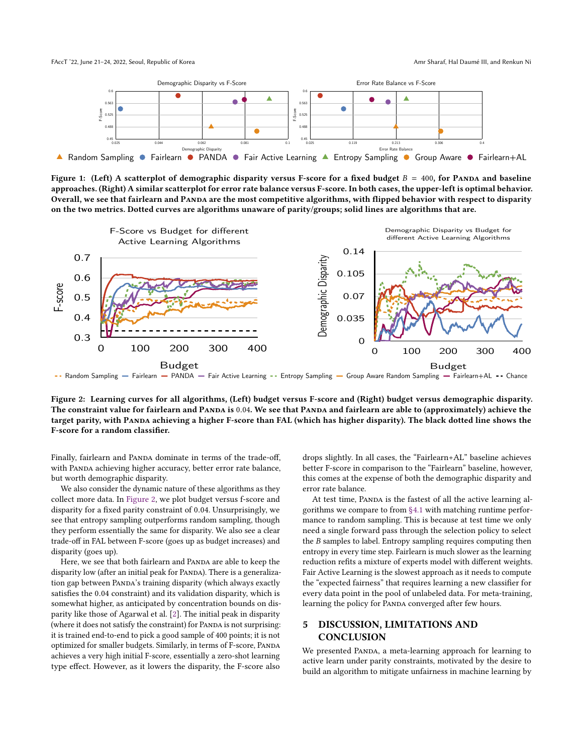**Figure 1: (Left) A scatterplot of demographic disparity versus F-score for a fixed budget $B = 400$, for PANDA and baseline approaches. (Right) A similar scatterplot for error rate balance versus F-score. In both cases, the upper-left is optimal behavior. Overall, we see that fairlearn and PANDA are the most competitive algorithms, with flipped behavior with respect to disparity on the two metrics. Dotted curves are algorithms unaware of parity/groups; solid lines are algorithms that are.**

**Figure 2: Learning curves for all algorithms, (Left) budget versus F-score and (Right) budget versus demographic disparity. The constraint value for fairlearn and PANDA is 0.04. We see that PANDA and fairlearn are able to (approximately) achieve the target parity, with PANDA achieving a higher F-score than FAL (which has higher disparity). The black dotted line shows the F-score for a random classifier.**

Finally, fairlearn and PANDA dominate in terms of the trade-off, with PANDA achieving higher accuracy, better error rate balance, but worth demographic disparity.

We also consider the dynamic nature of these algorithms as they collect more data. In Figure 2, we plot budget versus f-score and disparity for a fixed parity constraint of 0.04. Unsurprisingly, we see that entropy sampling outperforms random sampling, though they perform essentially the same for disparity. We also see a clear trade-off in FAL between F-score (goes up as budget increases) and disparity (goes up).

Here, we see that both fairlearn and PANDA are able to keep the disparity low (after an initial peak for PANDA). There is a generalization gap between PANDA's training disparity (which always exactly satisfies the 0.04 constraint) and its validation disparity, which is somewhat higher, as anticipated by concentration bounds on disparity like those of Agarwal et al. [2]. The initial peak in disparity (where it does not satisfy the constraint) for PANDA is not surprising: it is trained end-to-end to pick a good sample of 400 points; it is not optimized for smaller budgets. Similarly, in terms of F-score, PANDA achieves a very high initial F-score, essentially a zero-shot learning type effect. However, as it lowers the disparity, the F-score also drops slightly. In all cases, the "Fairlearn+AL" baseline achieves better F-score in comparison to the "Fairlearn" baseline, however, this comes at the expense of both the demographic disparity and error rate balance.

At test time, PANDA is the fastest of all the active learning algorithms we compare to from §4.1 with matching runtime performance to random sampling. This is because at test time we only need a single forward pass through the selection policy to select the $B$ samples to label. Entropy sampling requires computing then entropy in every time step. Fairlearn is much slower as the learning reduction refits a mixture of experts model with different weights. Fair Active Learning is the slowest approach as it needs to compute the "expected fairness" that requires learning a new classifier for every data point in the pool of unlabeled data. For meta-training, learning the policy for PANDA converged after few hours.

## 5 DISCUSSION, LIMITATIONS AND CONCLUSION

We presented PANDA, a meta-learning approach for learning to active learn under parity constraints, motivated by the desire to build an algorithm to mitigate unfairness in machine learning by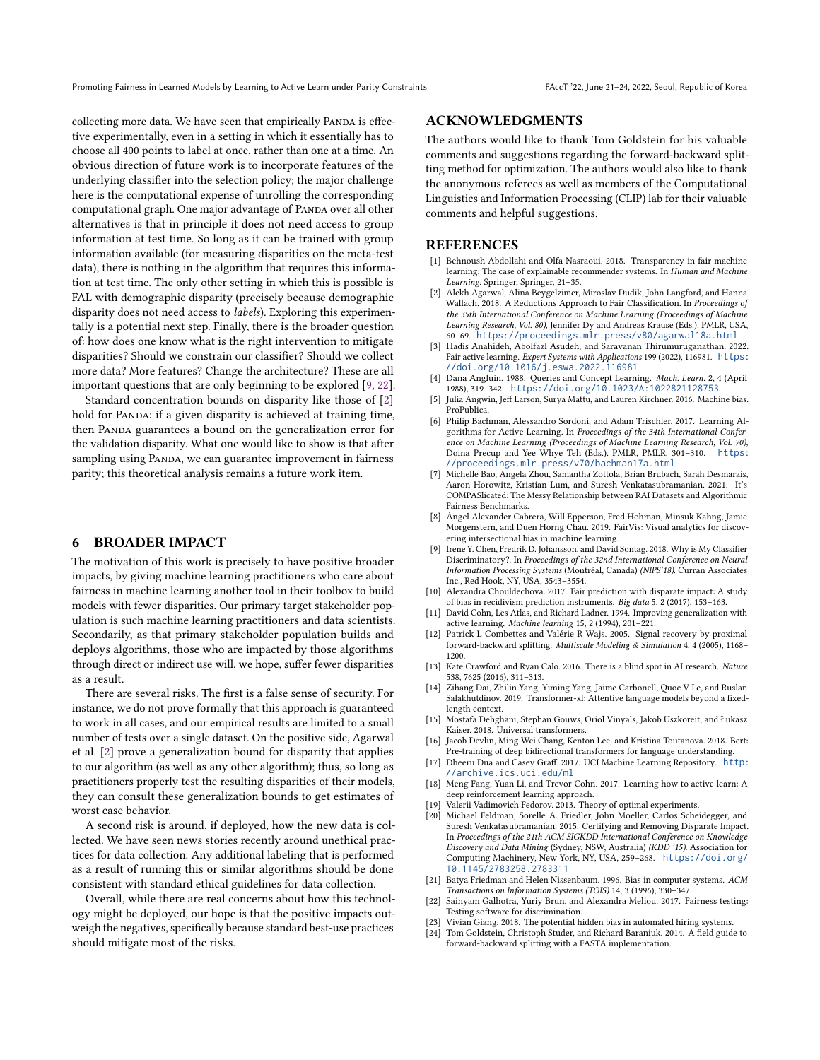collecting more data. We have seen that empirically Panda is effective experimentally, even in a setting in which it essentially has to choose all 400 points to label at once, rather than one at a time. An obvious direction of future work is to incorporate features of the underlying classifier into the selection policy; the major challenge here is the computational expense of unrolling the corresponding computational graph. One major advantage of Panda over all other alternatives is that in principle it does not need access to group information at test time. So long as it can be trained with group information available (for measuring disparities on the meta-test data), there is nothing in the algorithm that requires this information at test time. The only other setting in which this is possible is FAL with demographic disparity (precisely because demographic disparity does not need access to *labels*). Exploring this experimentally is a potential next step. Finally, there is the broader question of: how does one know what is the right intervention to mitigate disparities? Should we constrain our classifier? Should we collect more data? More features? Change the architecture? These are all important questions that are only beginning to be explored [9, 22].

Standard concentration bounds on disparity like those of [2] hold for Panda: if a given disparity is achieved at training time, then Panda guarantees a bound on the generalization error for the validation disparity. What one would like to show is that after sampling using Panda, we can guarantee improvement in fairness parity; this theoretical analysis remains a future work item.

## 6 BROADER IMPACT

The motivation of this work is precisely to have positive broader impacts, by giving machine learning practitioners who care about fairness in machine learning another tool in their toolbox to build models with fewer disparities. Our primary target stakeholder population is such machine learning practitioners and data scientists. Secondarily, as that primary stakeholder population builds and deploys algorithms, those who are impacted by those algorithms through direct or indirect use will, we hope, suffer fewer disparities as a result.

There are several risks. The first is a false sense of security. For instance, we do not prove formally that this approach is guaranteed to work in all cases, and our empirical results are limited to a small number of tests over a single dataset. On the positive side, Agarwal et al. [2] prove a generalization bound for disparity that applies to our algorithm (as well as any other algorithm); thus, so long as practitioners properly test the resulting disparities of their models, they can consult these generalization bounds to get estimates of worst case behavior.

A second risk is around, if deployed, how the new data is collected. We have seen news stories recently around unethical practices for data collection. Any additional labeling that is performed as a result of running this or similar algorithms should be done consistent with standard ethical guidelines for data collection.

Overall, while there are real concerns about how this technology might be deployed, our hope is that the positive impacts outweigh the negatives, specifically because standard best-use practices should mitigate most of the risks.

## ACKNOWLEDGMENTS

The authors would like to thank Tom Goldstein for his valuable comments and suggestions regarding the forward-backward splitting method for optimization. The authors would also like to thank the anonymous referees as well as members of the Computational Linguistics and Information Processing (CLIP) lab for their valuable comments and helpful suggestions.

## REFERENCES

[1] Behnoush Abdollahi and Olfa Nasraoui. 2018. Transparency in fair machine learning: The case of explainable recommender systems. In *Human and Machine Learning*. Springer, Springer, 21–35.

[2] Alekh Agarwal, Alina Beygelzimer, Miroslav Dudik, John Langford, and Hanna Wallach. 2018. A Reductions Approach to Fair Classification. In *Proceedings of the 35th International Conference on Machine Learning (Proceedings of Machine Learning Research, Vol. 80)*, Jennifer Dy and Andreas Krause (Eds.). PMLR, USA, 60–69. https://proceedings.mlr.press/v80/agarwal18a.html

[3] Hadis Anahideh, Abolfazl Asudeh, and Saravanan Thirumuruganathan. 2022. Fair active learning. *Expert Systems with Applications* 199 (2022), 116981. https://doi.org/10.1016/j.eswa.2022.116981

[4] Dana Angluin. 1988. Queries and Concept Learning. *Mach. Learn.* 2, 4 (April 1988), 319–342. https://doi.org/10.1023/A:1022821128753

[5] Julia Angwin, Jeff Larson, Surya Mattu, and Lauren Kirchner. 2016. Machine bias. ProPublica.

[6] Philip Bachman, Alessandro Sordoni, and Adam Trischler. 2017. Learning Algorithms for Active Learning. In *Proceedings of the 34th International Conference on Machine Learning (Proceedings of Machine Learning Research, Vol. 70)*, Doina Precup and Yee Whye Teh (Eds.). PMLR, PMLR, 301–310. https://proceedings.mlr.press/v70/bachman17a.html

[7] Michelle Bao, Angela Zhou, Samantha Zottola, Brian Brubach, Sarah Desmarais, Aaron Horowitz, Kristian Lum, and Suresh Venkatasubramanian. 2021. It's COMPASlicated: The Messy Relationship between RAI Datasets and Algorithmic Fairness Benchmarks.

[8] Ángel Alexander Cabrera, Will Epperson, Fred Hohman, Minsuk Kahng, Jamie Morgenstern, and Duen Horng Chau. 2019. FairVis: Visual analytics for discovering intersectional bias in machine learning.

[9] Irene Y. Chen, Fredrik D. Johansson, and David Sontag. 2018. Why is My Classifier Discriminatory?. In *Proceedings of the 32nd International Conference on Neural Information Processing Systems* (Montréal, Canada) *(NIPS'18)*. Curran Associates Inc., Red Hook, NY, USA, 3543–3554.

[10] Alexandra Chouldechova. 2017. Fair prediction with disparate impact: A study of bias in recidivism prediction instruments. *Big data* 5, 2 (2017), 153–163.

[11] David Cohn, Les Atlas, and Richard Ladner. 1994. Improving generalization with active learning. *Machine learning* 15, 2 (1994), 201–221.

[12] Patrick L Combettes and Valérie R Wajs. 2005. Signal recovery by proximal forward-backward splitting. *Multiscale Modeling & Simulation* 4, 4 (2005), 1168–1200.

[13] Kate Crawford and Ryan Calo. 2016. There is a blind spot in AI research. *Nature* 538, 7625 (2016), 311–313.

[14] Zihang Dai, Zhilin Yang, Yiming Yang, Jaime Carbonell, Quoc V Le, and Ruslan Salakhutdinov. 2019. Transformer-xl: Attentive language models beyond a fixed-length context.

[15] Mostafa Dehghani, Stephan Gouws, Oriol Vinyals, Jakob Uszkoreit, and Łukasz Kaiser. 2018. Universal transformers.

[16] Jacob Devlin, Ming-Wei Chang, Kenton Lee, and Kristina Toutanova. 2018. Bert: Pre-training of deep bidirectional transformers for language understanding.

[17] Dheeru Dua and Casey Graff. 2017. UCI Machine Learning Repository. http://archive.ics.uci.edu/ml

[18] Meng Fang, Yuan Li, and Trevor Cohn. 2017. Learning how to active learn: A deep reinforcement learning approach.

[19] Valerii Vadimovich Fedorov. 2013. Theory of optimal experiments.

[20] Michael Feldman, Sorelle A. Friedler, John Moeller, Carlos Scheidegger, and Suresh Venkatasubramanian. 2015. Certifying and Removing Disparate Impact. In *Proceedings of the 21th ACM SIGKDD International Conference on Knowledge Discovery and Data Mining* (Sydney, NSW, Australia) *(KDD '15)*. Association for Computing Machinery, New York, NY, USA, 259–268. https://doi.org/10.1145/2783258.2783311

[21] Batya Friedman and Helen Nissenbaum. 1996. Bias in computer systems. *ACM Transactions on Information Systems (TOIS)* 14, 3 (1996), 330–347.

[22] Sainyam Galhotra, Yuriy Brun, and Alexandra Meliou. 2017. Fairness testing: Testing software for discrimination.

[23] Vivian Giang. 2018. The potential hidden bias in automated hiring systems.

[24] Tom Goldstein, Christoph Studer, and Richard Baraniuk. 2014. A field guide to forward-backward splitting with a FASTA implementation.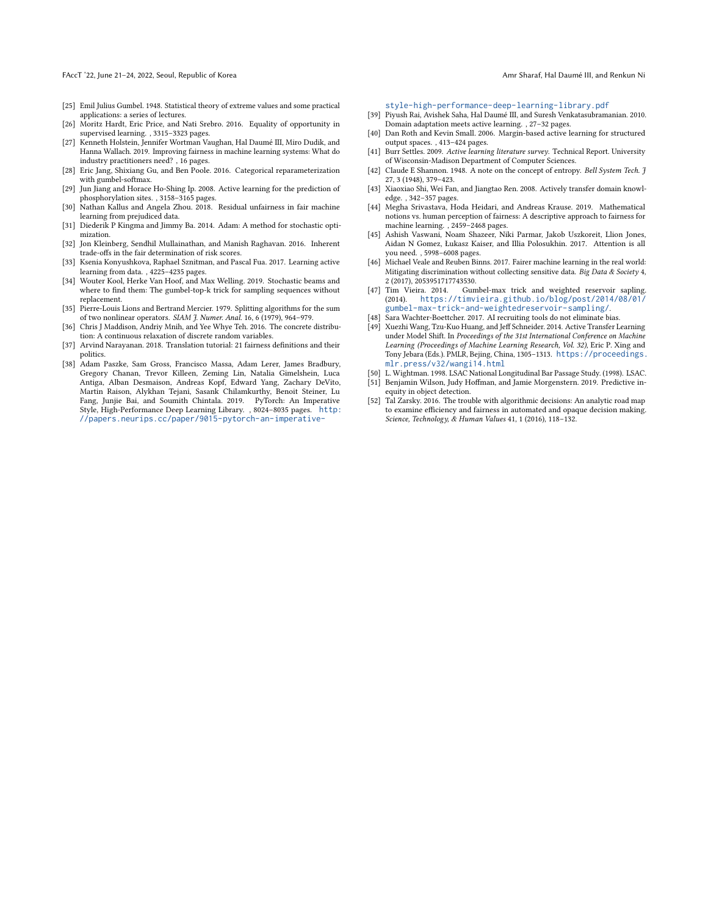[25] Emil Julius Gumbel. 1948. Statistical theory of extreme values and some practical applications: a series of lectures.

[26] Moritz Hardt, Eric Price, and Nati Srebro. 2016. Equality of opportunity in supervised learning. , 3315–3323 pages.

[27] Kenneth Holstein, Jennifer Wortman Vaughan, Hal Daumé III, Miro Dudik, and Hanna Wallach. 2019. Improving fairness in machine learning systems: What do industry practitioners need? , 16 pages.

[28] Eric Jang, Shixiang Gu, and Ben Poole. 2016. Categorical reparameterization with gumbel-softmax.

[29] Jun Jiang and Horace Ho-Shing Ip. 2008. Active learning for the prediction of phosphorylation sites. , 3158–3165 pages.

[30] Nathan Kallus and Angela Zhou. 2018. Residual unfairness in fair machine learning from prejudiced data.

[31] Diederik P Kingma and Jimmy Ba. 2014. Adam: A method for stochastic optimization.

[32] Jon Kleinberg, Sendhil Mullainathan, and Manish Raghavan. 2016. Inherent trade-offs in the fair determination of risk scores.

[33] Ksenia Konyushkova, Raphael Sznitman, and Pascal Fua. 2017. Learning active learning from data. , 4225–4235 pages.

[34] Wouter Kool, Herke Van Hoof, and Max Welling. 2019. Stochastic beams and where to find them: The gumbel-top-k trick for sampling sequences without replacement.

[35] Pierre-Louis Lions and Bertrand Mercier. 1979. Splitting algorithms for the sum of two nonlinear operators. *SIAM J. Numer. Anal.* 16, 6 (1979), 964–979.

[36] Chris J Maddison, Andriy Mnih, and Yee Whye Teh. 2016. The concrete distribution: A continuous relaxation of discrete random variables.

[37] Arvind Narayanan. 2018. Translation tutorial: 21 fairness definitions and their politics.

[38] Adam Paszke, Sam Gross, Francisco Massa, Adam Lerer, James Bradbury, Gregory Chanan, Trevor Killeen, Zeming Lin, Natalia Gimelshein, Luca Antiga, Alban Desmaison, Andreas Kopf, Edward Yang, Zachary DeVito, Martin Raison, Alykhan Tejani, Sasank Chilamkurthy, Benoit Steiner, Lu Fang, Junjie Bai, and Soumith Chintala. 2019. PyTorch: An Imperative Style, High-Performance Deep Learning Library. , 8024–8035 pages. http://papers.neurips.cc/paper/9015-pytorch-an-imperative-style-high-performance-deep-learning-library.pdf

[39] Piyush Rai, Avishek Saha, Hal Daumé III, and Suresh Venkatasubramanian. 2010. Domain adaptation meets active learning. , 27–32 pages.

[40] Dan Roth and Kevin Small. 2006. Margin-based active learning for structured output spaces. , 413–424 pages.

[41] Burr Settles. 2009. *Active learning literature survey.* Technical Report. University of Wisconsin-Madison Department of Computer Sciences.

[42] Claude E Shannon. 1948. A note on the concept of entropy. *Bell System Tech. J* 27, 3 (1948), 379–423.

[43] Xiaoxiao Shi, Wei Fan, and Jiangtao Ren. 2008. Actively transfer domain knowledge. , 342–357 pages.

[44] Megha Srivastava, Hoda Heidari, and Andreas Krause. 2019. Mathematical notions vs. human perception of fairness: A descriptive approach to fairness for machine learning. , 2459–2468 pages.

[45] Ashish Vaswani, Noam Shazeer, Niki Parmar, Jakob Uszkoreit, Llion Jones, Aidan N Gomez, Łukasz Kaiser, and Illia Polosukhin. 2017. Attention is all you need. , 5998–6008 pages.

[46] Michael Veale and Reuben Binns. 2017. Fairer machine learning in the real world: Mitigating discrimination without collecting sensitive data. *Big Data & Society* 4, 2 (2017), 2053951717743530.

[47] Tim Vieira. 2014. Gumbel-max trick and weighted reservoir sapling. (2014). https://timvieira.github.io/blog/post/2014/08/01/gumbel-max-trick-and-weightedreservoir-sampling/.

[48] Sara Wachter-Boettcher. 2017. AI recruiting tools do not eliminate bias.

[49] Xuezhi Wang, Tzu-Kuo Huang, and Jeff Schneider. 2014. Active Transfer Learning under Model Shift. In *Proceedings of the 31st International Conference on Machine Learning (Proceedings of Machine Learning Research, Vol. 32)*, Eric P. Xing and Tony Jebara (Eds.). PMLR, Bejing, China, 1305–1313. https://proceedings.mlr.press/v32/wangi14.html

[50] L. Wightman. 1998. LSAC National Longitudinal Bar Passage Study. (1998). LSAC.

[51] Benjamin Wilson, Judy Hoffman, and Jamie Morgenstern. 2019. Predictive inequity in object detection.

[52] Tal Zarsky. 2016. The trouble with algorithmic decisions: An analytic road map to examine efficiency and fairness in automated and opaque decision making. *Science, Technology, & Human Values* 41, 1 (2016), 118–132.